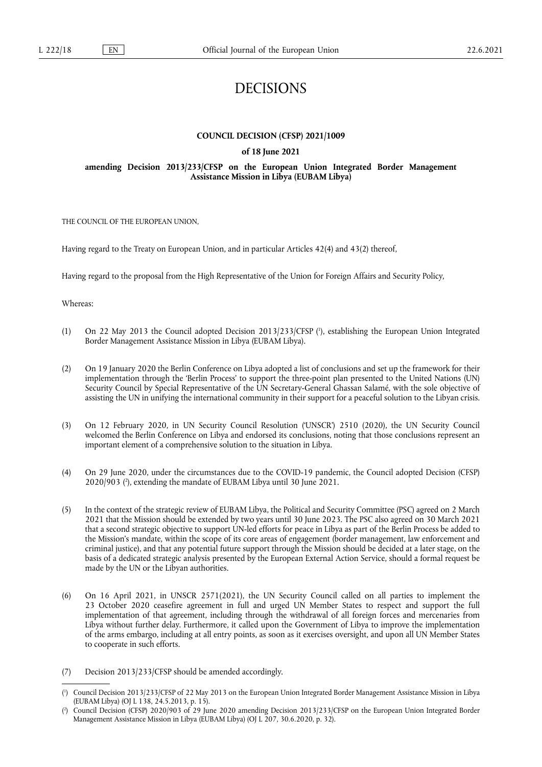# DECISIONS

**COUNCIL DECISION (CFSP) 2021/1009**

**of 18 June 2021**

**amending Decision 2013/233/CFSP on the European Union Integrated Border Management Assistance Mission in Libya (EUBAM Libya)**

THE COUNCIL OF THE EUROPEAN UNION,

Having regard to the Treaty on European Union, and in particular Articles 42(4) and 43(2) thereof,

Having regard to the proposal from the High Representative of the Union for Foreign Affairs and Security Policy,

Whereas:

(1) On 22 May 2013 the Council adopted Decision 2013/233/CFSP [1], establishing the European Union Integrated Border Management Assistance Mission in Libya (EUBAM Libya).

(2) On 19 January 2020 the Berlin Conference on Libya adopted a list of conclusions and set up the framework for their implementation through the 'Berlin Process' to support the three-point plan presented to the United Nations (UN) Security Council by Special Representative of the UN Secretary-General Ghassan Salamé, with the sole objective of assisting the UN in unifying the international community in their support for a peaceful solution to the Libyan crisis.

(3) On 12 February 2020, in UN Security Council Resolution ('UNSCR') 2510 (2020), the UN Security Council welcomed the Berlin Conference on Libya and endorsed its conclusions, noting that those conclusions represent an important element of a comprehensive solution to the situation in Libya.

(4) On 29 June 2020, under the circumstances due to the COVID-19 pandemic, the Council adopted Decision (CFSP) 2020/903 [2], extending the mandate of EUBAM Libya until 30 June 2021.

(5) In the context of the strategic review of EUBAM Libya, the Political and Security Committee (PSC) agreed on 2 March 2021 that the Mission should be extended by two years until 30 June 2023. The PSC also agreed on 30 March 2021 that a second strategic objective to support UN-led efforts for peace in Libya as part of the Berlin Process be added to the Mission's mandate, within the scope of its core areas of engagement (border management, law enforcement and criminal justice), and that any potential future support through the Mission should be decided at a later stage, on the basis of a dedicated strategic analysis presented by the European External Action Service, should a formal request be made by the UN or the Libyan authorities.

(6) On 16 April 2021, in UNSCR 2571(2021), the UN Security Council called on all parties to implement the 23 October 2020 ceasefire agreement in full and urged UN Member States to respect and support the full implementation of that agreement, including through the withdrawal of all foreign forces and mercenaries from Libya without further delay. Furthermore, it called upon the Government of Libya to improve the implementation of the arms embargo, including at all entry points, as soon as it exercises oversight, and upon all UN Member States to cooperate in such efforts.

(7) Decision 2013/233/CFSP should be amended accordingly.

---

[1] Council Decision 2013/233/CFSP of 22 May 2013 on the European Union Integrated Border Management Assistance Mission in Libya (EUBAM Libya) (OJ L 138, 24.5.2013, p. 15).

[2] Council Decision (CFSP) 2020/903 of 29 June 2020 amending Decision 2013/233/CFSP on the European Union Integrated Border Management Assistance Mission in Libya (EUBAM Libya) (OJ L 207, 30.6.2020, p. 32).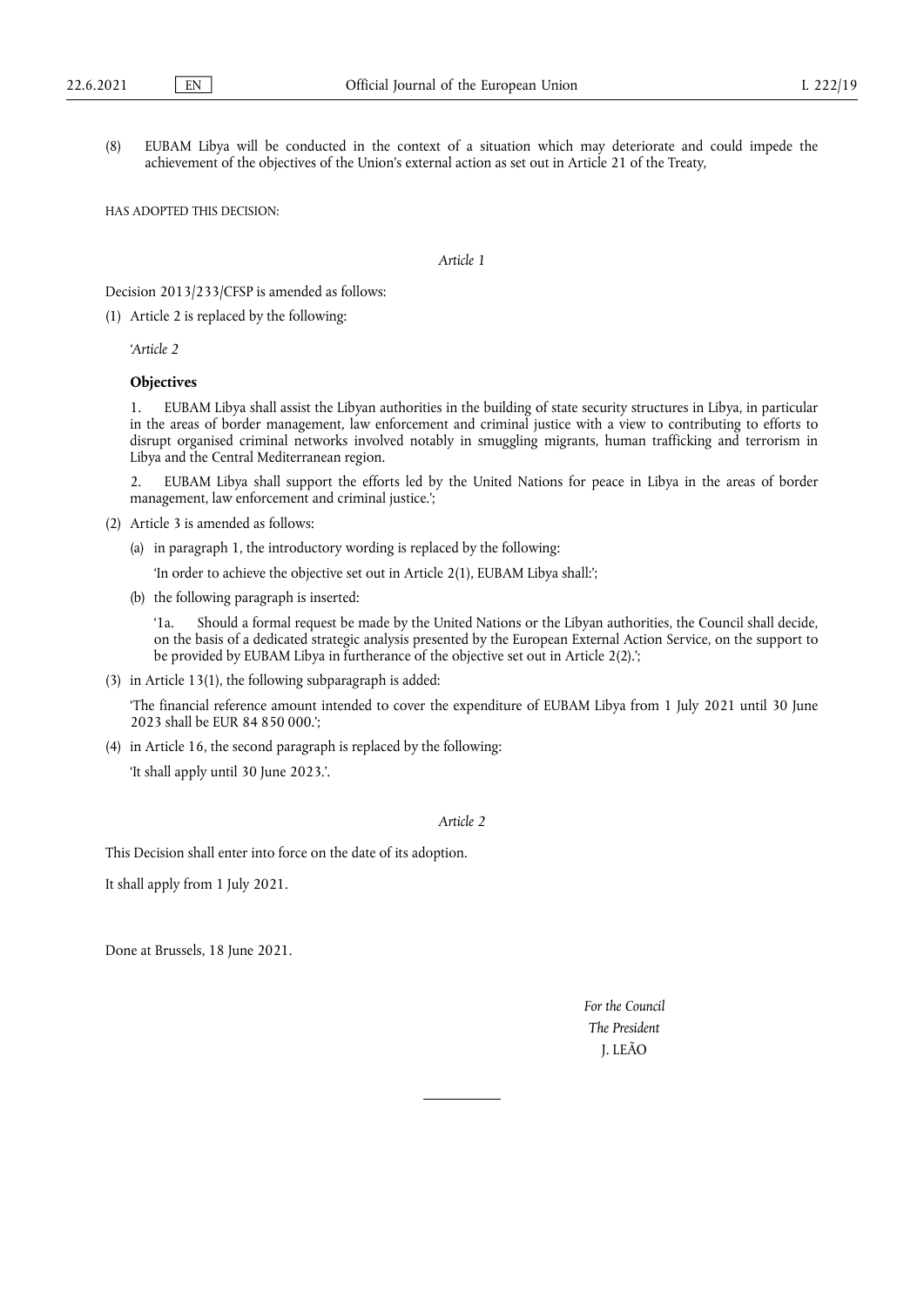(8) EUBAM Libya will be conducted in the context of a situation which may deteriorate and could impede the achievement of the objectives of the Union's external action as set out in Article 21 of the Treaty,

HAS ADOPTED THIS DECISION:

*Article 1*

Decision 2013/233/CFSP is amended as follows:

(1) Article 2 is replaced by the following:

'*Article 2*

**Objectives**

1. EUBAM Libya shall assist the Libyan authorities in the building of state security structures in Libya, in particular in the areas of border management, law enforcement and criminal justice with a view to contributing to efforts to disrupt organised criminal networks involved notably in smuggling migrants, human trafficking and terrorism in Libya and the Central Mediterranean region.

2. EUBAM Libya shall support the efforts led by the United Nations for peace in Libya in the areas of border management, law enforcement and criminal justice.';

(2) Article 3 is amended as follows:

(a) in paragraph 1, the introductory wording is replaced by the following:

'In order to achieve the objective set out in Article 2(1), EUBAM Libya shall:';

(b) the following paragraph is inserted:

'1a. Should a formal request be made by the United Nations or the Libyan authorities, the Council shall decide, on the basis of a dedicated strategic analysis presented by the European External Action Service, on the support to be provided by EUBAM Libya in furtherance of the objective set out in Article 2(2).';

(3) in Article 13(1), the following subparagraph is added:

'The financial reference amount intended to cover the expenditure of EUBAM Libya from 1 July 2021 until 30 June 2023 shall be EUR 84 850 000.';

(4) in Article 16, the second paragraph is replaced by the following:

'It shall apply until 30 June 2023.'.

*Article 2*

This Decision shall enter into force on the date of its adoption.

It shall apply from 1 July 2021.

Done at Brussels, 18 June 2021.

*For the Council*

*The President*

J. LEÃO